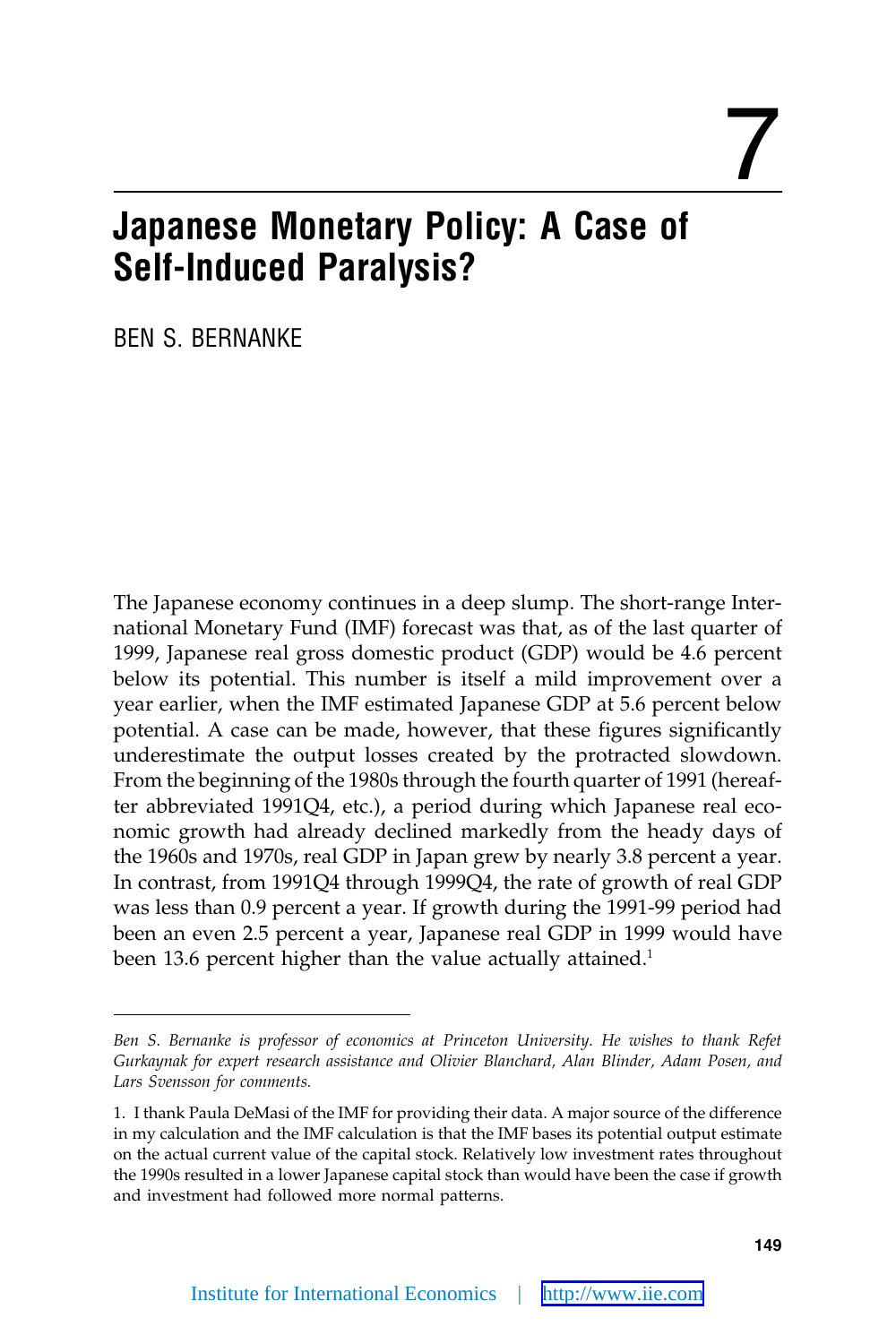# 7

# Japanese Monetary Policy: A Case of Self-Induced Paralysis?

BEN S. BERNANKE

The Japanese economy continues in a deep slump. The short-range International Monetary Fund (IMF) forecast was that, as of the last quarter of 1999, Japanese real gross domestic product (GDP) would be 4.6 percent below its potential. This number is itself a mild improvement over a year earlier, when the IMF estimated Japanese GDP at 5.6 percent below potential. A case can be made, however, that these figures significantly underestimate the output losses created by the protracted slowdown. From the beginning of the 1980s through the fourth quarter of 1991 (hereafter abbreviated 1991Q4, etc.), a period during which Japanese real economic growth had already declined markedly from the heady days of the 1960s and 1970s, real GDP in Japan grew by nearly 3.8 percent a year. In contrast, from 1991Q4 through 1999Q4, the rate of growth of real GDP was less than 0.9 percent a year. If growth during the 1991-99 period had been an even 2.5 percent a year, Japanese real GDP in 1999 would have been 13.6 percent higher than the value actually attained.[1]

---

*Ben S. Bernanke is professor of economics at Princeton University. He wishes to thank Refet Gurkaynak for expert research assistance and Olivier Blanchard, Alan Blinder, Adam Posen, and Lars Svensson for comments.*

1. I thank Paula DeMasi of the IMF for providing their data. A major source of the difference in my calculation and the IMF calculation is that the IMF bases its potential output estimate on the actual current value of the capital stock. Relatively low investment rates throughout the 1990s resulted in a lower Japanese capital stock than would have been the case if growth and investment had followed more normal patterns.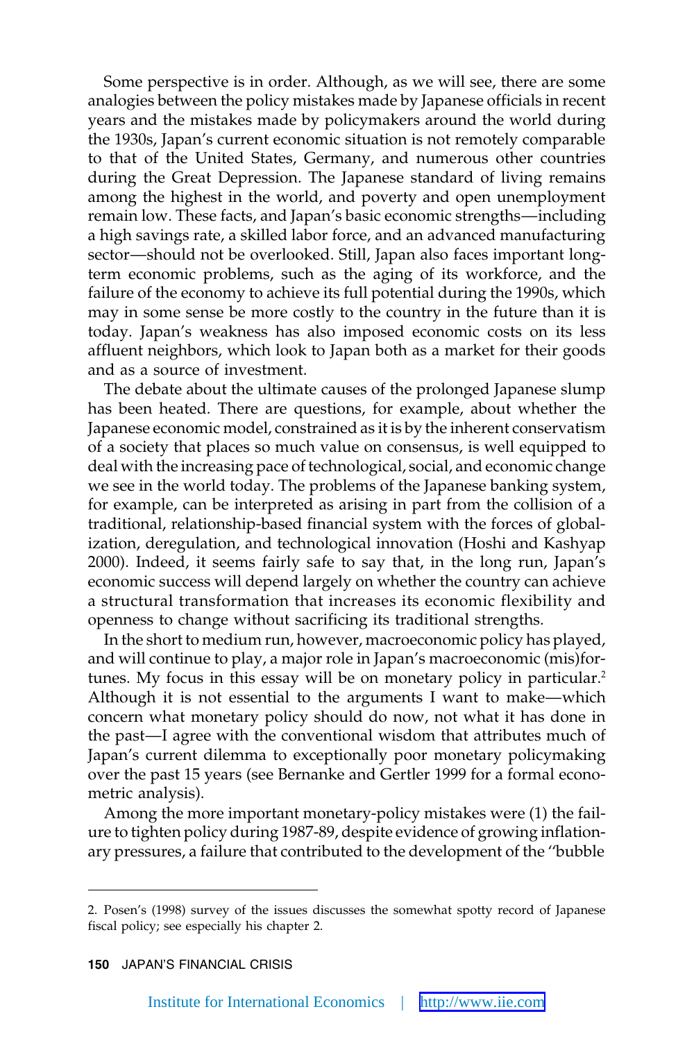Some perspective is in order. Although, as we will see, there are some analogies between the policy mistakes made by Japanese officials in recent years and the mistakes made by policymakers around the world during the 1930s, Japan's current economic situation is not remotely comparable to that of the United States, Germany, and numerous other countries during the Great Depression. The Japanese standard of living remains among the highest in the world, and poverty and open unemployment remain low. These facts, and Japan's basic economic strengths—including a high savings rate, a skilled labor force, and an advanced manufacturing sector—should not be overlooked. Still, Japan also faces important long-term economic problems, such as the aging of its workforce, and the failure of the economy to achieve its full potential during the 1990s, which may in some sense be more costly to the country in the future than it is today. Japan's weakness has also imposed economic costs on its less affluent neighbors, which look to Japan both as a market for their goods and as a source of investment.

The debate about the ultimate causes of the prolonged Japanese slump has been heated. There are questions, for example, about whether the Japanese economic model, constrained as it is by the inherent conservatism of a society that places so much value on consensus, is well equipped to deal with the increasing pace of technological, social, and economic change we see in the world today. The problems of the Japanese banking system, for example, can be interpreted as arising in part from the collision of a traditional, relationship-based financial system with the forces of globalization, deregulation, and technological innovation (Hoshi and Kashyap 2000). Indeed, it seems fairly safe to say that, in the long run, Japan's economic success will depend largely on whether the country can achieve a structural transformation that increases its economic flexibility and openness to change without sacrificing its traditional strengths.

In the short to medium run, however, macroeconomic policy has played, and will continue to play, a major role in Japan's macroeconomic (mis)fortunes. My focus in this essay will be on monetary policy in particular.[2] Although it is not essential to the arguments I want to make—which concern what monetary policy should do now, not what it has done in the past—I agree with the conventional wisdom that attributes much of Japan's current dilemma to exceptionally poor monetary policymaking over the past 15 years (see Bernanke and Gertler 1999 for a formal econometric analysis).

Among the more important monetary-policy mistakes were (1) the failure to tighten policy during 1987-89, despite evidence of growing inflationary pressures, a failure that contributed to the development of the "bubble

---

2. Posen's (1998) survey of the issues discusses the somewhat spotty record of Japanese fiscal policy; see especially his chapter 2.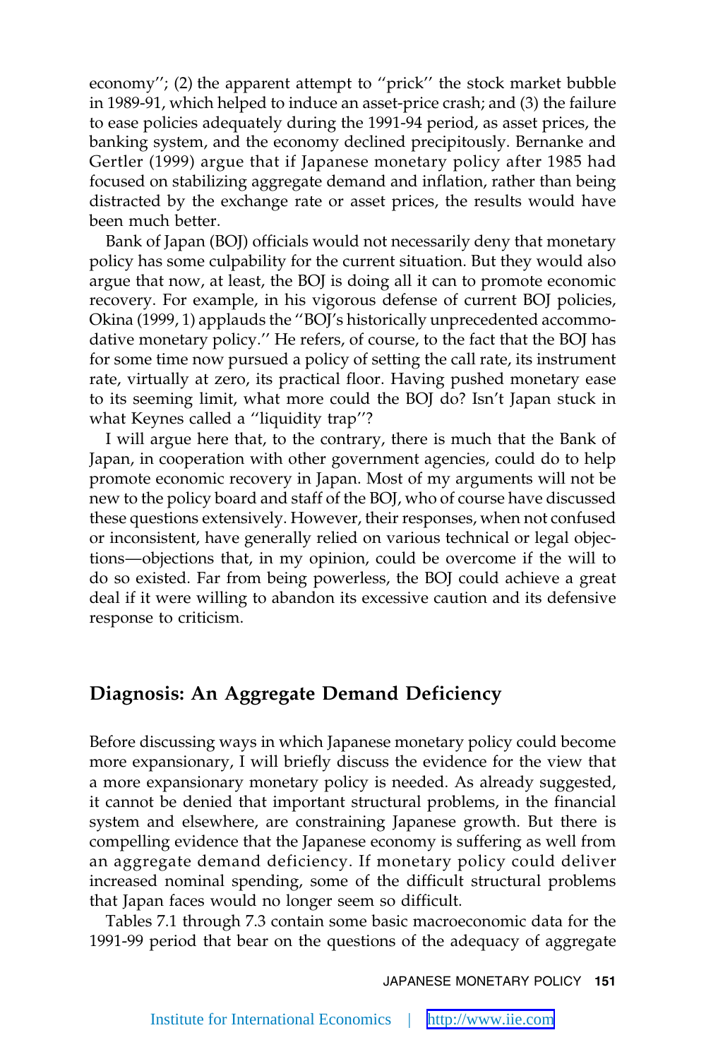economy''; (2) the apparent attempt to ''prick'' the stock market bubble in 1989-91, which helped to induce an asset-price crash; and (3) the failure to ease policies adequately during the 1991-94 period, as asset prices, the banking system, and the economy declined precipitously. Bernanke and Gertler (1999) argue that if Japanese monetary policy after 1985 had focused on stabilizing aggregate demand and inflation, rather than being distracted by the exchange rate or asset prices, the results would have been much better.

Bank of Japan (BOJ) officials would not necessarily deny that monetary policy has some culpability for the current situation. But they would also argue that now, at least, the BOJ is doing all it can to promote economic recovery. For example, in his vigorous defense of current BOJ policies, Okina (1999, 1) applauds the ''BOJ's historically unprecedented accommodative monetary policy.'' He refers, of course, to the fact that the BOJ has for some time now pursued a policy of setting the call rate, its instrument rate, virtually at zero, its practical floor. Having pushed monetary ease to its seeming limit, what more could the BOJ do? Isn't Japan stuck in what Keynes called a ''liquidity trap''?

I will argue here that, to the contrary, there is much that the Bank of Japan, in cooperation with other government agencies, could do to help promote economic recovery in Japan. Most of my arguments will not be new to the policy board and staff of the BOJ, who of course have discussed these questions extensively. However, their responses, when not confused or inconsistent, have generally relied on various technical or legal objections—objections that, in my opinion, could be overcome if the will to do so existed. Far from being powerless, the BOJ could achieve a great deal if it were willing to abandon its excessive caution and its defensive response to criticism.

## Diagnosis: An Aggregate Demand Deficiency

Before discussing ways in which Japanese monetary policy could become more expansionary, I will briefly discuss the evidence for the view that a more expansionary monetary policy is needed. As already suggested, it cannot be denied that important structural problems, in the financial system and elsewhere, are constraining Japanese growth. But there is compelling evidence that the Japanese economy is suffering as well from an aggregate demand deficiency. If monetary policy could deliver increased nominal spending, some of the difficult structural problems that Japan faces would no longer seem so difficult.

Tables 7.1 through 7.3 contain some basic macroeconomic data for the 1991-99 period that bear on the questions of the adequacy of aggregate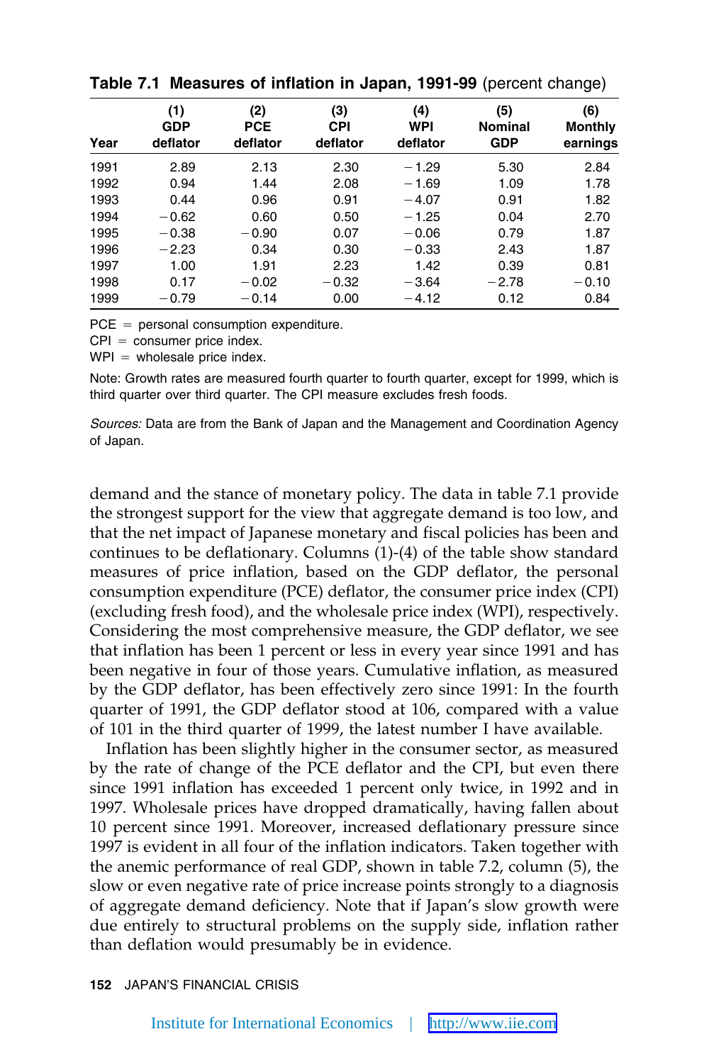**Table 7.1 Measures of inflation in Japan, 1991-99** (percent change)

| Year | (1) GDP deflator | (2) PCE deflator | (3) CPI deflator | (4) WPI deflator | (5) Nominal GDP | (6) Monthly earnings |
|---|---|---|---|---|---|---|
| 1991 | 2.89 | 2.13 | 2.30 | −1.29 | 5.30 | 2.84 |
| 1992 | 0.94 | 1.44 | 2.08 | −1.69 | 1.09 | 1.78 |
| 1993 | 0.44 | 0.96 | 0.91 | −4.07 | 0.91 | 1.82 |
| 1994 | −0.62 | 0.60 | 0.50 | −1.25 | 0.04 | 2.70 |
| 1995 | −0.38 | −0.90 | 0.07 | −0.06 | 0.79 | 1.87 |
| 1996 | −2.23 | 0.34 | 0.30 | −0.33 | 2.43 | 1.87 |
| 1997 | 1.00 | 1.91 | 2.23 | 1.42 | 0.39 | 0.81 |
| 1998 | 0.17 | −0.02 | −0.32 | −3.64 | −2.78 | −0.10 |
| 1999 | −0.79 | −0.14 | 0.00 | −4.12 | 0.12 | 0.84 |

PCE = personal consumption expenditure.
CPI = consumer price index.
WPI = wholesale price index.

Note: Growth rates are measured fourth quarter to fourth quarter, except for 1999, which is third quarter over third quarter. The CPI measure excludes fresh foods.

*Sources:* Data are from the Bank of Japan and the Management and Coordination Agency of Japan.

demand and the stance of monetary policy. The data in table 7.1 provide the strongest support for the view that aggregate demand is too low, and that the net impact of Japanese monetary and fiscal policies has been and continues to be deflationary. Columns (1)-(4) of the table show standard measures of price inflation, based on the GDP deflator, the personal consumption expenditure (PCE) deflator, the consumer price index (CPI) (excluding fresh food), and the wholesale price index (WPI), respectively. Considering the most comprehensive measure, the GDP deflator, we see that inflation has been 1 percent or less in every year since 1991 and has been negative in four of those years. Cumulative inflation, as measured by the GDP deflator, has been effectively zero since 1991: In the fourth quarter of 1991, the GDP deflator stood at 106, compared with a value of 101 in the third quarter of 1999, the latest number I have available.

Inflation has been slightly higher in the consumer sector, as measured by the rate of change of the PCE deflator and the CPI, but even there since 1991 inflation has exceeded 1 percent only twice, in 1992 and in 1997. Wholesale prices have dropped dramatically, having fallen about 10 percent since 1991. Moreover, increased deflationary pressure since 1997 is evident in all four of the inflation indicators. Taken together with the anemic performance of real GDP, shown in table 7.2, column (5), the slow or even negative rate of price increase points strongly to a diagnosis of aggregate demand deficiency. Note that if Japan's slow growth were due entirely to structural problems on the supply side, inflation rather than deflation would presumably be in evidence.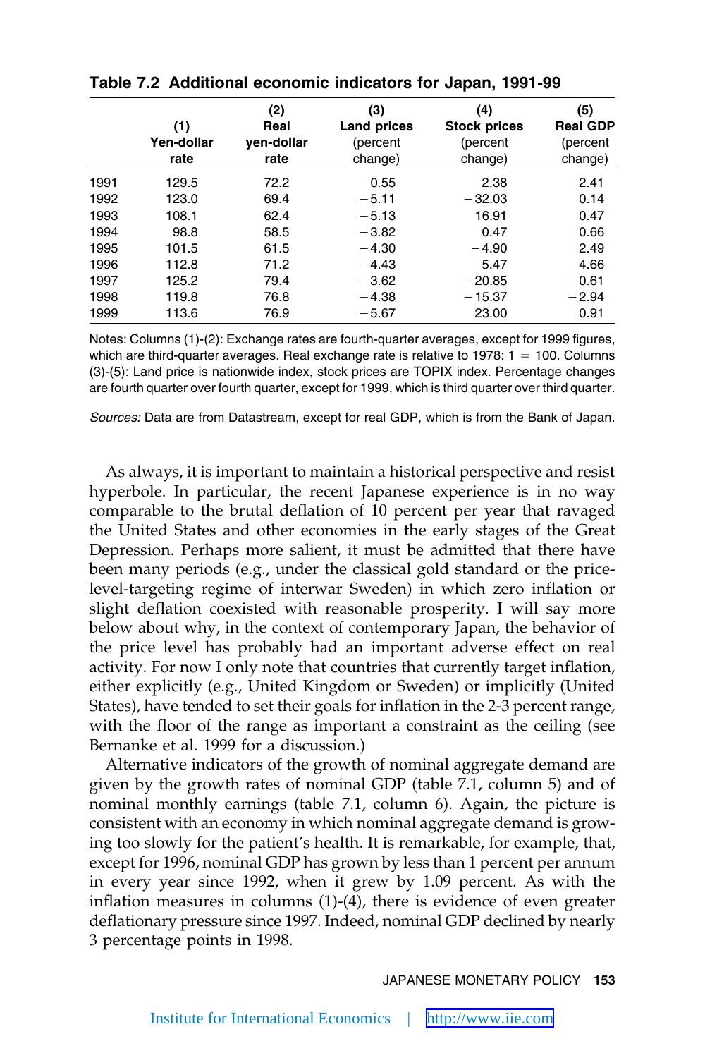**Table 7.2 Additional economic indicators for Japan, 1991-99**

| | (1) Yen-dollar rate | (2) Real yen-dollar rate | (3) Land prices (percent change) | (4) Stock prices (percent change) | (5) Real GDP (percent change) |
|---|---|---|---|---|---|
| 1991 | 129.5 | 72.2 | 0.55 | 2.38 | 2.41 |
| 1992 | 123.0 | 69.4 | −5.11 | −32.03 | 0.14 |
| 1993 | 108.1 | 62.4 | −5.13 | 16.91 | 0.47 |
| 1994 | 98.8 | 58.5 | −3.82 | 0.47 | 0.66 |
| 1995 | 101.5 | 61.5 | −4.30 | −4.90 | 2.49 |
| 1996 | 112.8 | 71.2 | −4.43 | 5.47 | 4.66 |
| 1997 | 125.2 | 79.4 | −3.62 | −20.85 | −0.61 |
| 1998 | 119.8 | 76.8 | −4.38 | −15.37 | −2.94 |
| 1999 | 113.6 | 76.9 | −5.67 | 23.00 | 0.91 |

Notes: Columns (1)-(2): Exchange rates are fourth-quarter averages, except for 1999 figures, which are third-quarter averages. Real exchange rate is relative to 1978: 1 = 100. Columns (3)-(5): Land price is nationwide index, stock prices are TOPIX index. Percentage changes are fourth quarter over fourth quarter, except for 1999, which is third quarter over third quarter.

*Sources:* Data are from Datastream, except for real GDP, which is from the Bank of Japan.

As always, it is important to maintain a historical perspective and resist hyperbole. In particular, the recent Japanese experience is in no way comparable to the brutal deflation of 10 percent per year that ravaged the United States and other economies in the early stages of the Great Depression. Perhaps more salient, it must be admitted that there have been many periods (e.g., under the classical gold standard or the price-level-targeting regime of interwar Sweden) in which zero inflation or slight deflation coexisted with reasonable prosperity. I will say more below about why, in the context of contemporary Japan, the behavior of the price level has probably had an important adverse effect on real activity. For now I only note that countries that currently target inflation, either explicitly (e.g., United Kingdom or Sweden) or implicitly (United States), have tended to set their goals for inflation in the 2-3 percent range, with the floor of the range as important a constraint as the ceiling (see Bernanke et al. 1999 for a discussion.)

Alternative indicators of the growth of nominal aggregate demand are given by the growth rates of nominal GDP (table 7.1, column 5) and of nominal monthly earnings (table 7.1, column 6). Again, the picture is consistent with an economy in which nominal aggregate demand is growing too slowly for the patient's health. It is remarkable, for example, that, except for 1996, nominal GDP has grown by less than 1 percent per annum in every year since 1992, when it grew by 1.09 percent. As with the inflation measures in columns (1)-(4), there is evidence of even greater deflationary pressure since 1997. Indeed, nominal GDP declined by nearly 3 percentage points in 1998.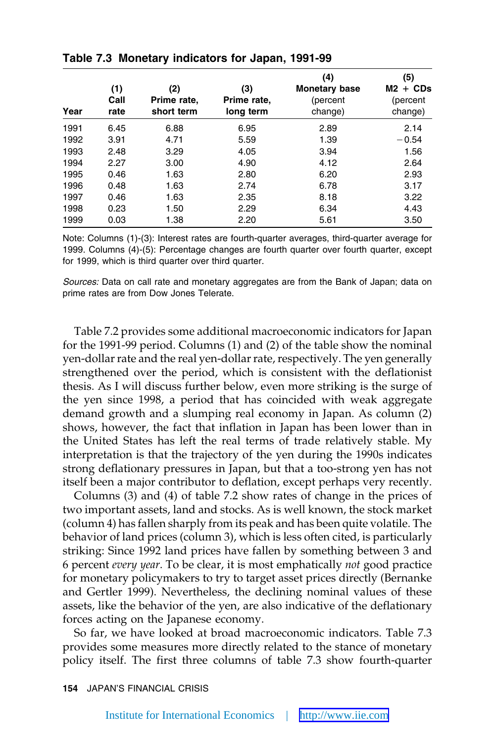**Table 7.3 Monetary indicators for Japan, 1991-99**

| Year | (1) Call rate | (2) Prime rate, short term | (3) Prime rate, long term | (4) Monetary base (percent change) | (5) M2 + CDs (percent change) |
|---|---|---|---|---|---|
| 1991 | 6.45 | 6.88 | 6.95 | 2.89 | 2.14 |
| 1992 | 3.91 | 4.71 | 5.59 | 1.39 | −0.54 |
| 1993 | 2.48 | 3.29 | 4.05 | 3.94 | 1.56 |
| 1994 | 2.27 | 3.00 | 4.90 | 4.12 | 2.64 |
| 1995 | 0.46 | 1.63 | 2.80 | 6.20 | 2.93 |
| 1996 | 0.48 | 1.63 | 2.74 | 6.78 | 3.17 |
| 1997 | 0.46 | 1.63 | 2.35 | 8.18 | 3.22 |
| 1998 | 0.23 | 1.50 | 2.29 | 6.34 | 4.43 |
| 1999 | 0.03 | 1.38 | 2.20 | 5.61 | 3.50 |

Note: Columns (1)-(3): Interest rates are fourth-quarter averages, third-quarter average for 1999. Columns (4)-(5): Percentage changes are fourth quarter over fourth quarter, except for 1999, which is third quarter over third quarter.

*Sources:* Data on call rate and monetary aggregates are from the Bank of Japan; data on prime rates are from Dow Jones Telerate.

Table 7.2 provides some additional macroeconomic indicators for Japan for the 1991-99 period. Columns (1) and (2) of the table show the nominal yen-dollar rate and the real yen-dollar rate, respectively. The yen generally strengthened over the period, which is consistent with the deflationist thesis. As I will discuss further below, even more striking is the surge of the yen since 1998, a period that has coincided with weak aggregate demand growth and a slumping real economy in Japan. As column (2) shows, however, the fact that inflation in Japan has been lower than in the United States has left the real terms of trade relatively stable. My interpretation is that the trajectory of the yen during the 1990s indicates strong deflationary pressures in Japan, but that a too-strong yen has not itself been a major contributor to deflation, except perhaps very recently.

Columns (3) and (4) of table 7.2 show rates of change in the prices of two important assets, land and stocks. As is well known, the stock market (column 4) has fallen sharply from its peak and has been quite volatile. The behavior of land prices (column 3), which is less often cited, is particularly striking: Since 1992 land prices have fallen by something between 3 and 6 percent *every year*. To be clear, it is most emphatically *not* good practice for monetary policymakers to try to target asset prices directly (Bernanke and Gertler 1999). Nevertheless, the declining nominal values of these assets, like the behavior of the yen, are also indicative of the deflationary forces acting on the Japanese economy.

So far, we have looked at broad macroeconomic indicators. Table 7.3 provides some measures more directly related to the stance of monetary policy itself. The first three columns of table 7.3 show fourth-quarter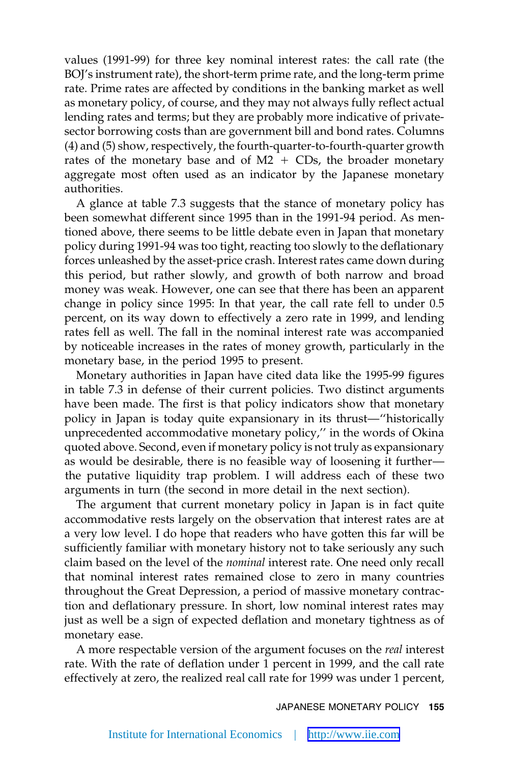values (1991-99) for three key nominal interest rates: the call rate (the BOJ's instrument rate), the short-term prime rate, and the long-term prime rate. Prime rates are affected by conditions in the banking market as well as monetary policy, of course, and they may not always fully reflect actual lending rates and terms; but they are probably more indicative of private-sector borrowing costs than are government bill and bond rates. Columns (4) and (5) show, respectively, the fourth-quarter-to-fourth-quarter growth rates of the monetary base and of M2 + CDs, the broader monetary aggregate most often used as an indicator by the Japanese monetary authorities.

A glance at table 7.3 suggests that the stance of monetary policy has been somewhat different since 1995 than in the 1991-94 period. As mentioned above, there seems to be little debate even in Japan that monetary policy during 1991-94 was too tight, reacting too slowly to the deflationary forces unleashed by the asset-price crash. Interest rates came down during this period, but rather slowly, and growth of both narrow and broad money was weak. However, one can see that there has been an apparent change in policy since 1995: In that year, the call rate fell to under 0.5 percent, on its way down to effectively a zero rate in 1999, and lending rates fell as well. The fall in the nominal interest rate was accompanied by noticeable increases in the rates of money growth, particularly in the monetary base, in the period 1995 to present.

Monetary authorities in Japan have cited data like the 1995-99 figures in table 7.3 in defense of their current policies. Two distinct arguments have been made. The first is that policy indicators show that monetary policy in Japan is today quite expansionary in its thrust—''historically unprecedented accommodative monetary policy,'' in the words of Okina quoted above. Second, even if monetary policy is not truly as expansionary as would be desirable, there is no feasible way of loosening it further—the putative liquidity trap problem. I will address each of these two arguments in turn (the second in more detail in the next section).

The argument that current monetary policy in Japan is in fact quite accommodative rests largely on the observation that interest rates are at a very low level. I do hope that readers who have gotten this far will be sufficiently familiar with monetary history not to take seriously any such claim based on the level of the *nominal* interest rate. One need only recall that nominal interest rates remained close to zero in many countries throughout the Great Depression, a period of massive monetary contraction and deflationary pressure. In short, low nominal interest rates may just as well be a sign of expected deflation and monetary tightness as of monetary ease.

A more respectable version of the argument focuses on the *real* interest rate. With the rate of deflation under 1 percent in 1999, and the call rate effectively at zero, the realized real call rate for 1999 was under 1 percent,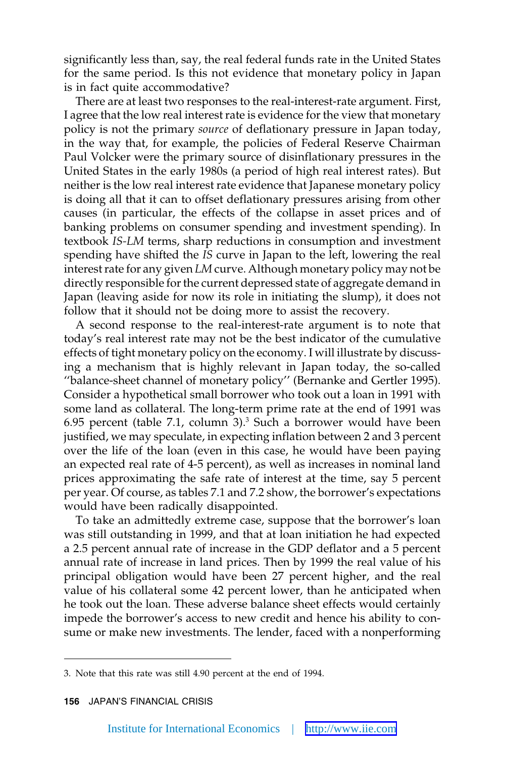significantly less than, say, the real federal funds rate in the United States for the same period. Is this not evidence that monetary policy in Japan is in fact quite accommodative?

There are at least two responses to the real-interest-rate argument. First, I agree that the low real interest rate is evidence for the view that monetary policy is not the primary *source* of deflationary pressure in Japan today, in the way that, for example, the policies of Federal Reserve Chairman Paul Volcker were the primary source of disinflationary pressures in the United States in the early 1980s (a period of high real interest rates). But neither is the low real interest rate evidence that Japanese monetary policy is doing all that it can to offset deflationary pressures arising from other causes (in particular, the effects of the collapse in asset prices and of banking problems on consumer spending and investment spending). In textbook *IS-LM* terms, sharp reductions in consumption and investment spending have shifted the *IS* curve in Japan to the left, lowering the real interest rate for any given *LM* curve. Although monetary policy may not be directly responsible for the current depressed state of aggregate demand in Japan (leaving aside for now its role in initiating the slump), it does not follow that it should not be doing more to assist the recovery.

A second response to the real-interest-rate argument is to note that today's real interest rate may not be the best indicator of the cumulative effects of tight monetary policy on the economy. I will illustrate by discussing a mechanism that is highly relevant in Japan today, the so-called "balance-sheet channel of monetary policy" (Bernanke and Gertler 1995). Consider a hypothetical small borrower who took out a loan in 1991 with some land as collateral. The long-term prime rate at the end of 1991 was 6.95 percent (table 7.1, column 3).[3] Such a borrower would have been justified, we may speculate, in expecting inflation between 2 and 3 percent over the life of the loan (even in this case, he would have been paying an expected real rate of 4-5 percent), as well as increases in nominal land prices approximating the safe rate of interest at the time, say 5 percent per year. Of course, as tables 7.1 and 7.2 show, the borrower's expectations would have been radically disappointed.

To take an admittedly extreme case, suppose that the borrower's loan was still outstanding in 1999, and that at loan initiation he had expected a 2.5 percent annual rate of increase in the GDP deflator and a 5 percent annual rate of increase in land prices. Then by 1999 the real value of his principal obligation would have been 27 percent higher, and the real value of his collateral some 42 percent lower, than he anticipated when he took out the loan. These adverse balance sheet effects would certainly impede the borrower's access to new credit and hence his ability to consume or make new investments. The lender, faced with a nonperforming

---

3. Note that this rate was still 4.90 percent at the end of 1994.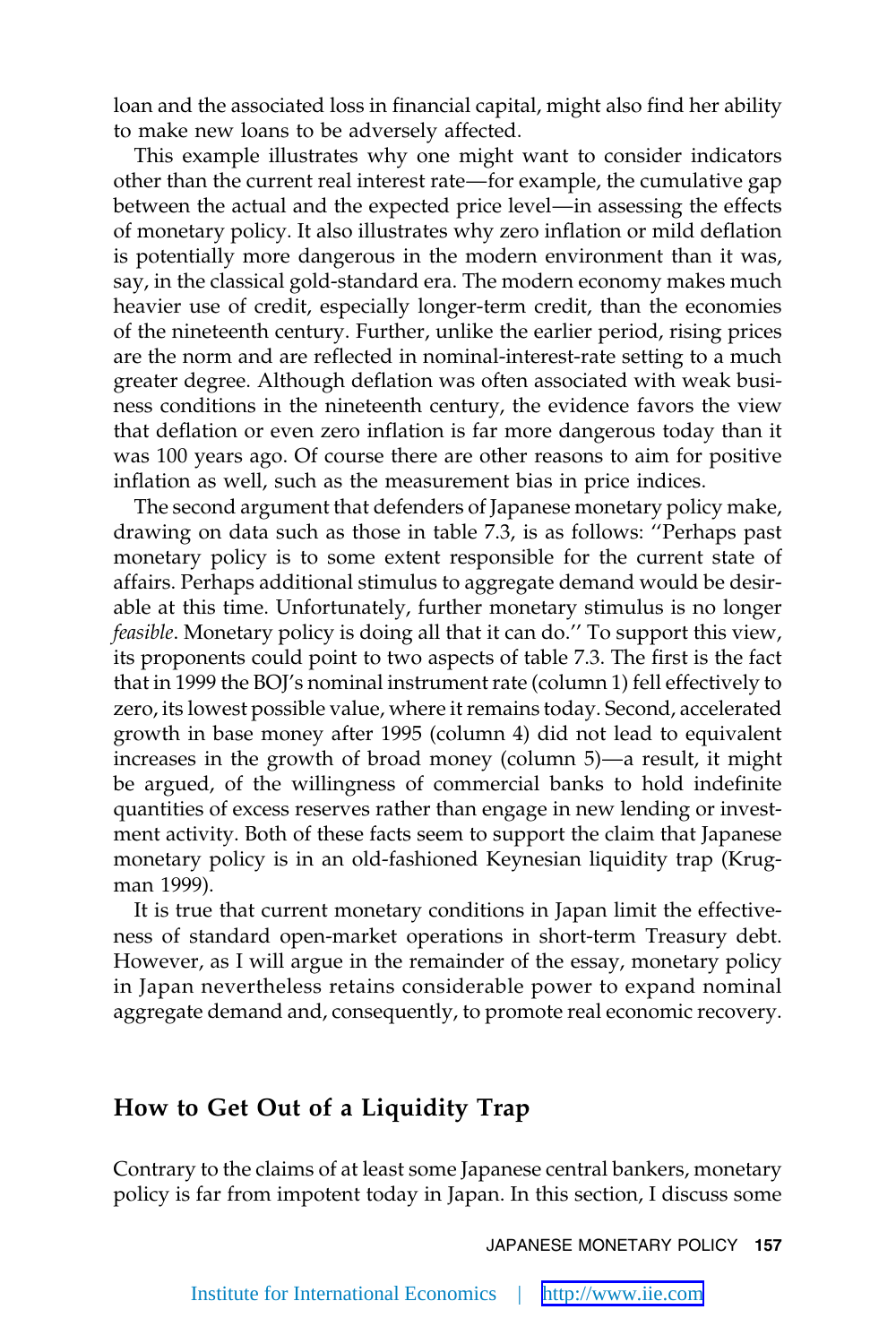loan and the associated loss in financial capital, might also find her ability to make new loans to be adversely affected.

This example illustrates why one might want to consider indicators other than the current real interest rate—for example, the cumulative gap between the actual and the expected price level—in assessing the effects of monetary policy. It also illustrates why zero inflation or mild deflation is potentially more dangerous in the modern environment than it was, say, in the classical gold-standard era. The modern economy makes much heavier use of credit, especially longer-term credit, than the economies of the nineteenth century. Further, unlike the earlier period, rising prices are the norm and are reflected in nominal-interest-rate setting to a much greater degree. Although deflation was often associated with weak business conditions in the nineteenth century, the evidence favors the view that deflation or even zero inflation is far more dangerous today than it was 100 years ago. Of course there are other reasons to aim for positive inflation as well, such as the measurement bias in price indices.

The second argument that defenders of Japanese monetary policy make, drawing on data such as those in table 7.3, is as follows: ''Perhaps past monetary policy is to some extent responsible for the current state of affairs. Perhaps additional stimulus to aggregate demand would be desirable at this time. Unfortunately, further monetary stimulus is no longer *feasible*. Monetary policy is doing all that it can do.'' To support this view, its proponents could point to two aspects of table 7.3. The first is the fact that in 1999 the BOJ's nominal instrument rate (column 1) fell effectively to zero, its lowest possible value, where it remains today. Second, accelerated growth in base money after 1995 (column 4) did not lead to equivalent increases in the growth of broad money (column 5)—a result, it might be argued, of the willingness of commercial banks to hold indefinite quantities of excess reserves rather than engage in new lending or investment activity. Both of these facts seem to support the claim that Japanese monetary policy is in an old-fashioned Keynesian liquidity trap (Krugman 1999).

It is true that current monetary conditions in Japan limit the effectiveness of standard open-market operations in short-term Treasury debt. However, as I will argue in the remainder of the essay, monetary policy in Japan nevertheless retains considerable power to expand nominal aggregate demand and, consequently, to promote real economic recovery.

## How to Get Out of a Liquidity Trap

Contrary to the claims of at least some Japanese central bankers, monetary policy is far from impotent today in Japan. In this section, I discuss some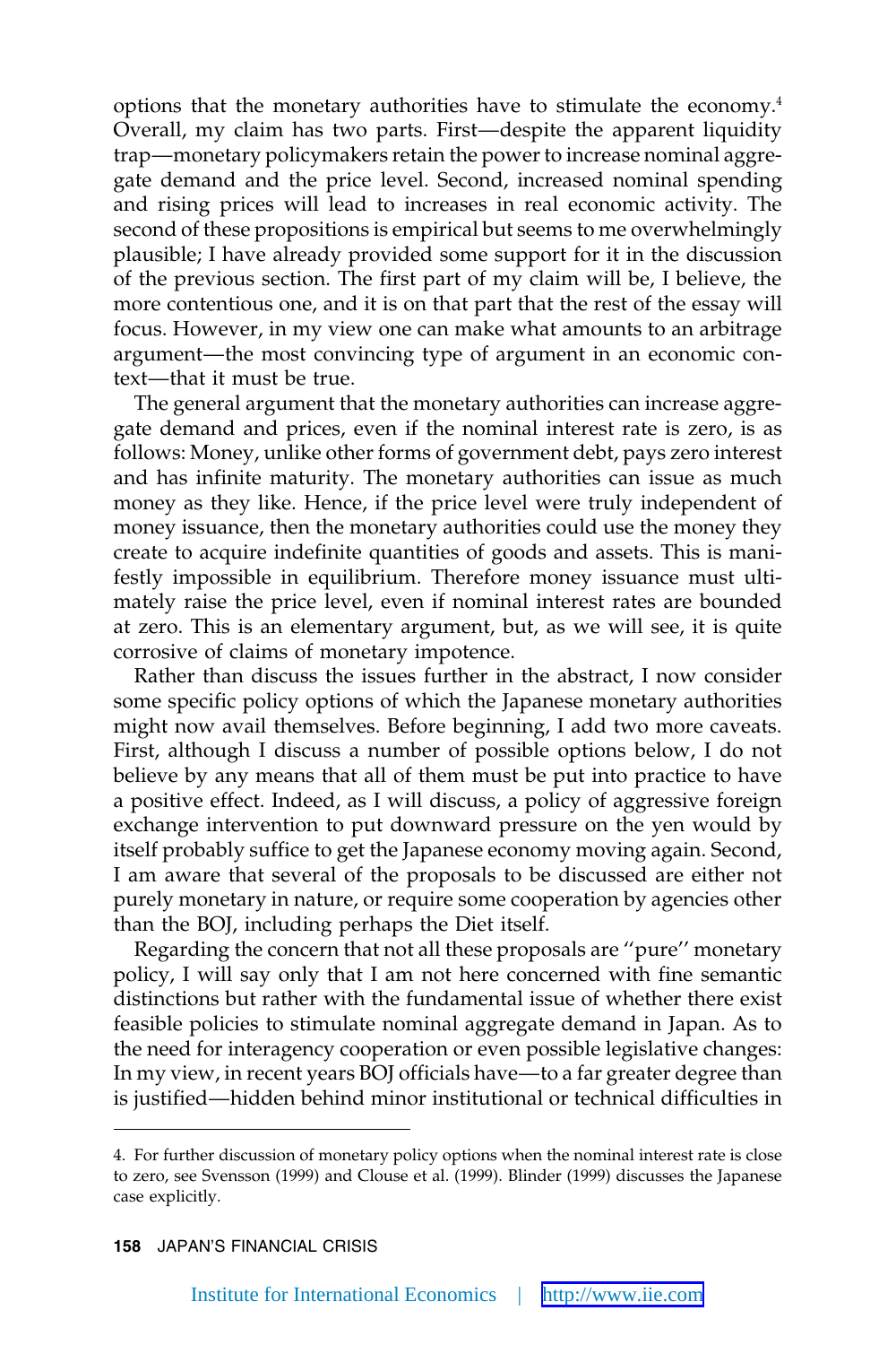options that the monetary authorities have to stimulate the economy.[4] Overall, my claim has two parts. First—despite the apparent liquidity trap—monetary policymakers retain the power to increase nominal aggregate demand and the price level. Second, increased nominal spending and rising prices will lead to increases in real economic activity. The second of these propositions is empirical but seems to me overwhelmingly plausible; I have already provided some support for it in the discussion of the previous section. The first part of my claim will be, I believe, the more contentious one, and it is on that part that the rest of the essay will focus. However, in my view one can make what amounts to an arbitrage argument—the most convincing type of argument in an economic context—that it must be true.

The general argument that the monetary authorities can increase aggregate demand and prices, even if the nominal interest rate is zero, is as follows: Money, unlike other forms of government debt, pays zero interest and has infinite maturity. The monetary authorities can issue as much money as they like. Hence, if the price level were truly independent of money issuance, then the monetary authorities could use the money they create to acquire indefinite quantities of goods and assets. This is manifestly impossible in equilibrium. Therefore money issuance must ultimately raise the price level, even if nominal interest rates are bounded at zero. This is an elementary argument, but, as we will see, it is quite corrosive of claims of monetary impotence.

Rather than discuss the issues further in the abstract, I now consider some specific policy options of which the Japanese monetary authorities might now avail themselves. Before beginning, I add two more caveats. First, although I discuss a number of possible options below, I do not believe by any means that all of them must be put into practice to have a positive effect. Indeed, as I will discuss, a policy of aggressive foreign exchange intervention to put downward pressure on the yen would by itself probably suffice to get the Japanese economy moving again. Second, I am aware that several of the proposals to be discussed are either not purely monetary in nature, or require some cooperation by agencies other than the BOJ, including perhaps the Diet itself.

Regarding the concern that not all these proposals are "pure" monetary policy, I will say only that I am not here concerned with fine semantic distinctions but rather with the fundamental issue of whether there exist feasible policies to stimulate nominal aggregate demand in Japan. As to the need for interagency cooperation or even possible legislative changes: In my view, in recent years BOJ officials have—to a far greater degree than is justified—hidden behind minor institutional or technical difficulties in

4. For further discussion of monetary policy options when the nominal interest rate is close to zero, see Svensson (1999) and Clouse et al. (1999). Blinder (1999) discusses the Japanese case explicitly.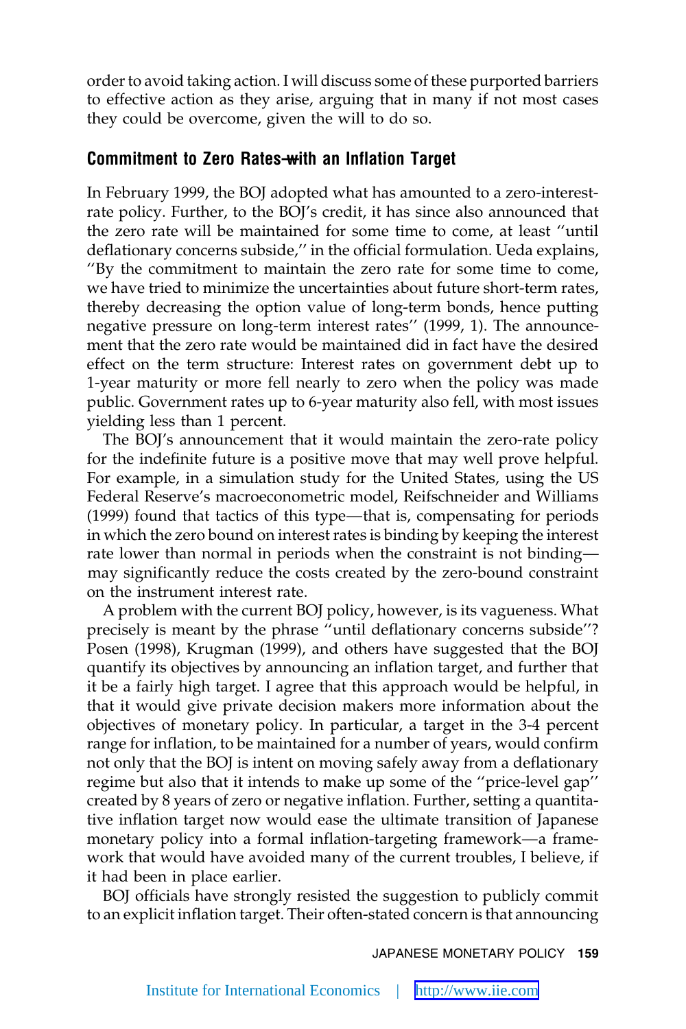order to avoid taking action. I will discuss some of these purported barriers to effective action as they arise, arguing that in many if not most cases they could be overcome, given the will to do so.

### Commitment to Zero Rates—with an Inflation Target

In February 1999, the BOJ adopted what has amounted to a zero-interest-rate policy. Further, to the BOJ's credit, it has since also announced that the zero rate will be maintained for some time to come, at least "until deflationary concerns subside," in the official formulation. Ueda explains, "By the commitment to maintain the zero rate for some time to come, we have tried to minimize the uncertainties about future short-term rates, thereby decreasing the option value of long-term bonds, hence putting negative pressure on long-term interest rates" (1999, 1). The announcement that the zero rate would be maintained did in fact have the desired effect on the term structure: Interest rates on government debt up to 1-year maturity or more fell nearly to zero when the policy was made public. Government rates up to 6-year maturity also fell, with most issues yielding less than 1 percent.

The BOJ's announcement that it would maintain the zero-rate policy for the indefinite future is a positive move that may well prove helpful. For example, in a simulation study for the United States, using the US Federal Reserve's macroeconometric model, Reifschneider and Williams (1999) found that tactics of this type—that is, compensating for periods in which the zero bound on interest rates is binding by keeping the interest rate lower than normal in periods when the constraint is not binding—may significantly reduce the costs created by the zero-bound constraint on the instrument interest rate.

A problem with the current BOJ policy, however, is its vagueness. What precisely is meant by the phrase "until deflationary concerns subside"? Posen (1998), Krugman (1999), and others have suggested that the BOJ quantify its objectives by announcing an inflation target, and further that it be a fairly high target. I agree that this approach would be helpful, in that it would give private decision makers more information about the objectives of monetary policy. In particular, a target in the 3-4 percent range for inflation, to be maintained for a number of years, would confirm not only that the BOJ is intent on moving safely away from a deflationary regime but also that it intends to make up some of the "price-level gap" created by 8 years of zero or negative inflation. Further, setting a quantitative inflation target now would ease the ultimate transition of Japanese monetary policy into a formal inflation-targeting framework—a framework that would have avoided many of the current troubles, I believe, if it had been in place earlier.

BOJ officials have strongly resisted the suggestion to publicly commit to an explicit inflation target. Their often-stated concern is that announcing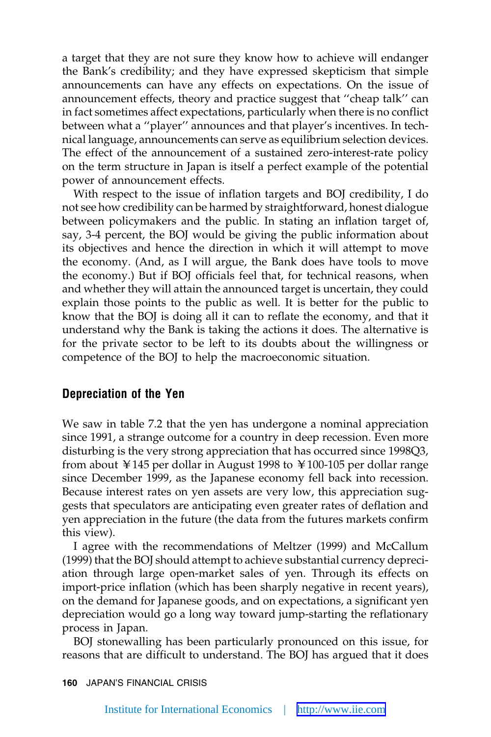a target that they are not sure they know how to achieve will endanger the Bank's credibility; and they have expressed skepticism that simple announcements can have any effects on expectations. On the issue of announcement effects, theory and practice suggest that ''cheap talk'' can in fact sometimes affect expectations, particularly when there is no conflict between what a ''player'' announces and that player's incentives. In technical language, announcements can serve as equilibrium selection devices. The effect of the announcement of a sustained zero-interest-rate policy on the term structure in Japan is itself a perfect example of the potential power of announcement effects.

With respect to the issue of inflation targets and BOJ credibility, I do not see how credibility can be harmed by straightforward, honest dialogue between policymakers and the public. In stating an inflation target of, say, 3-4 percent, the BOJ would be giving the public information about its objectives and hence the direction in which it will attempt to move the economy. (And, as I will argue, the Bank does have tools to move the economy.) But if BOJ officials feel that, for technical reasons, when and whether they will attain the announced target is uncertain, they could explain those points to the public as well. It is better for the public to know that the BOJ is doing all it can to reflate the economy, and that it understand why the Bank is taking the actions it does. The alternative is for the private sector to be left to its doubts about the willingness or competence of the BOJ to help the macroeconomic situation.

## Depreciation of the Yen

We saw in table 7.2 that the yen has undergone a nominal appreciation since 1991, a strange outcome for a country in deep recession. Even more disturbing is the very strong appreciation that has occurred since 1998Q3, from about ¥145 per dollar in August 1998 to ¥100-105 per dollar range since December 1999, as the Japanese economy fell back into recession. Because interest rates on yen assets are very low, this appreciation suggests that speculators are anticipating even greater rates of deflation and yen appreciation in the future (the data from the futures markets confirm this view).

I agree with the recommendations of Meltzer (1999) and McCallum (1999) that the BOJ should attempt to achieve substantial currency depreciation through large open-market sales of yen. Through its effects on import-price inflation (which has been sharply negative in recent years), on the demand for Japanese goods, and on expectations, a significant yen depreciation would go a long way toward jump-starting the reflationary process in Japan.

BOJ stonewalling has been particularly pronounced on this issue, for reasons that are difficult to understand. The BOJ has argued that it does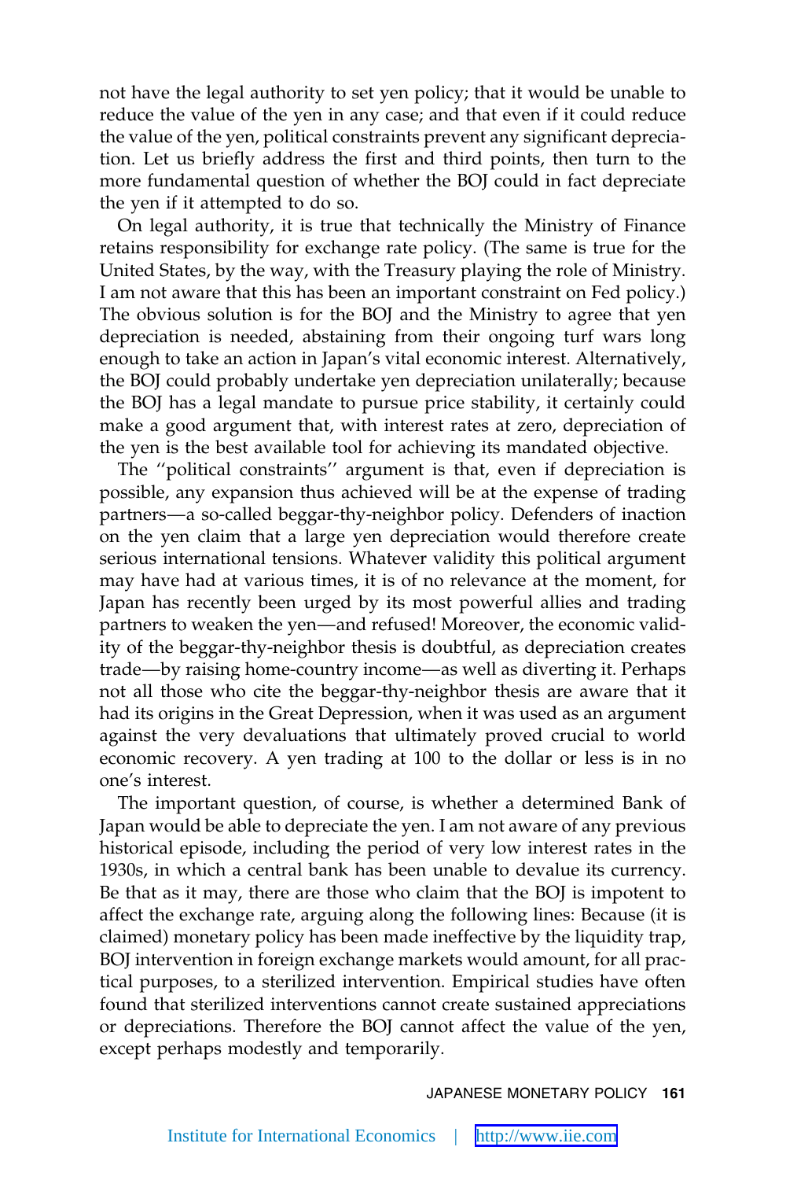not have the legal authority to set yen policy; that it would be unable to reduce the value of the yen in any case; and that even if it could reduce the value of the yen, political constraints prevent any significant depreciation. Let us briefly address the first and third points, then turn to the more fundamental question of whether the BOJ could in fact depreciate the yen if it attempted to do so.

On legal authority, it is true that technically the Ministry of Finance retains responsibility for exchange rate policy. (The same is true for the United States, by the way, with the Treasury playing the role of Ministry. I am not aware that this has been an important constraint on Fed policy.) The obvious solution is for the BOJ and the Ministry to agree that yen depreciation is needed, abstaining from their ongoing turf wars long enough to take an action in Japan's vital economic interest. Alternatively, the BOJ could probably undertake yen depreciation unilaterally; because the BOJ has a legal mandate to pursue price stability, it certainly could make a good argument that, with interest rates at zero, depreciation of the yen is the best available tool for achieving its mandated objective.

The "political constraints" argument is that, even if depreciation is possible, any expansion thus achieved will be at the expense of trading partners—a so-called beggar-thy-neighbor policy. Defenders of inaction on the yen claim that a large yen depreciation would therefore create serious international tensions. Whatever validity this political argument may have had at various times, it is of no relevance at the moment, for Japan has recently been urged by its most powerful allies and trading partners to weaken the yen—and refused! Moreover, the economic validity of the beggar-thy-neighbor thesis is doubtful, as depreciation creates trade—by raising home-country income—as well as diverting it. Perhaps not all those who cite the beggar-thy-neighbor thesis are aware that it had its origins in the Great Depression, when it was used as an argument against the very devaluations that ultimately proved crucial to world economic recovery. A yen trading at 100 to the dollar or less is in no one's interest.

The important question, of course, is whether a determined Bank of Japan would be able to depreciate the yen. I am not aware of any previous historical episode, including the period of very low interest rates in the 1930s, in which a central bank has been unable to devalue its currency. Be that as it may, there are those who claim that the BOJ is impotent to affect the exchange rate, arguing along the following lines: Because (it is claimed) monetary policy has been made ineffective by the liquidity trap, BOJ intervention in foreign exchange markets would amount, for all practical purposes, to a sterilized intervention. Empirical studies have often found that sterilized interventions cannot create sustained appreciations or depreciations. Therefore the BOJ cannot affect the value of the yen, except perhaps modestly and temporarily.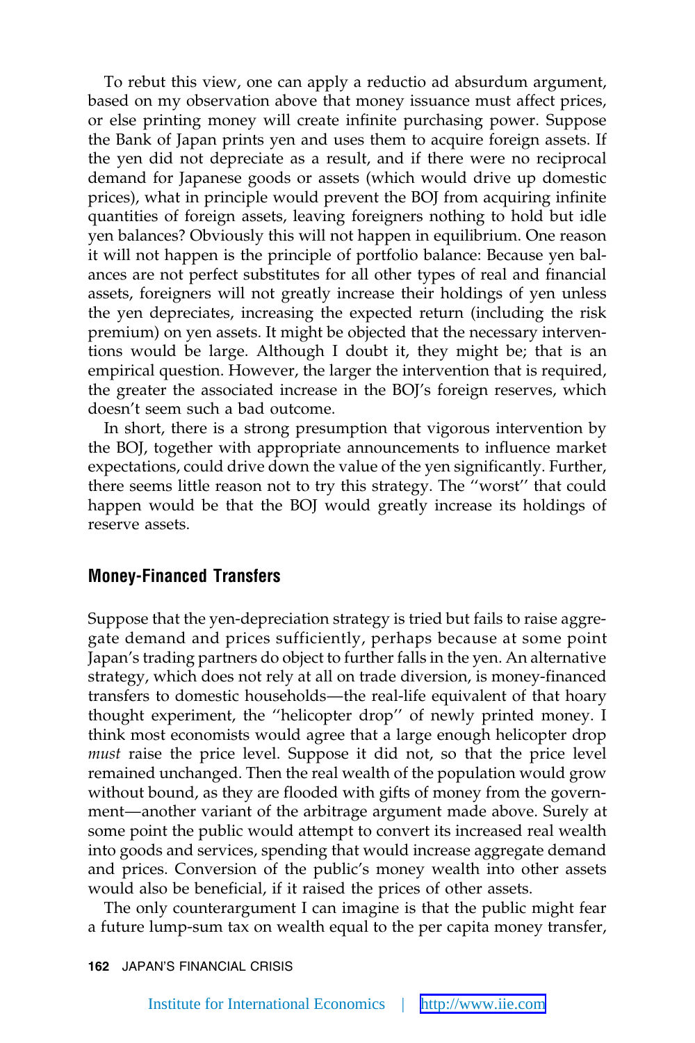To rebut this view, one can apply a reductio ad absurdum argument, based on my observation above that money issuance must affect prices, or else printing money will create infinite purchasing power. Suppose the Bank of Japan prints yen and uses them to acquire foreign assets. If the yen did not depreciate as a result, and if there were no reciprocal demand for Japanese goods or assets (which would drive up domestic prices), what in principle would prevent the BOJ from acquiring infinite quantities of foreign assets, leaving foreigners nothing to hold but idle yen balances? Obviously this will not happen in equilibrium. One reason it will not happen is the principle of portfolio balance: Because yen balances are not perfect substitutes for all other types of real and financial assets, foreigners will not greatly increase their holdings of yen unless the yen depreciates, increasing the expected return (including the risk premium) on yen assets. It might be objected that the necessary interventions would be large. Although I doubt it, they might be; that is an empirical question. However, the larger the intervention that is required, the greater the associated increase in the BOJ's foreign reserves, which doesn't seem such a bad outcome.

In short, there is a strong presumption that vigorous intervention by the BOJ, together with appropriate announcements to influence market expectations, could drive down the value of the yen significantly. Further, there seems little reason not to try this strategy. The "worst" that could happen would be that the BOJ would greatly increase its holdings of reserve assets.

## Money-Financed Transfers

Suppose that the yen-depreciation strategy is tried but fails to raise aggregate demand and prices sufficiently, perhaps because at some point Japan's trading partners do object to further falls in the yen. An alternative strategy, which does not rely at all on trade diversion, is money-financed transfers to domestic households—the real-life equivalent of that hoary thought experiment, the "helicopter drop" of newly printed money. I think most economists would agree that a large enough helicopter drop *must* raise the price level. Suppose it did not, so that the price level remained unchanged. Then the real wealth of the population would grow without bound, as they are flooded with gifts of money from the government—another variant of the arbitrage argument made above. Surely at some point the public would attempt to convert its increased real wealth into goods and services, spending that would increase aggregate demand and prices. Conversion of the public's money wealth into other assets would also be beneficial, if it raised the prices of other assets.

The only counterargument I can imagine is that the public might fear a future lump-sum tax on wealth equal to the per capita money transfer,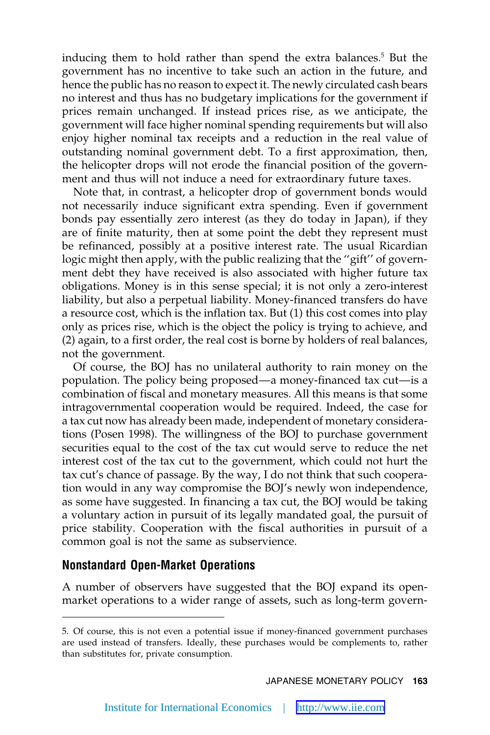inducing them to hold rather than spend the extra balances.[5] But the government has no incentive to take such an action in the future, and hence the public has no reason to expect it. The newly circulated cash bears no interest and thus has no budgetary implications for the government if prices remain unchanged. If instead prices rise, as we anticipate, the government will face higher nominal spending requirements but will also enjoy higher nominal tax receipts and a reduction in the real value of outstanding nominal government debt. To a first approximation, then, the helicopter drops will not erode the financial position of the government and thus will not induce a need for extraordinary future taxes.

Note that, in contrast, a helicopter drop of government bonds would not necessarily induce significant extra spending. Even if government bonds pay essentially zero interest (as they do today in Japan), if they are of finite maturity, then at some point the debt they represent must be refinanced, possibly at a positive interest rate. The usual Ricardian logic might then apply, with the public realizing that the ''gift'' of government debt they have received is also associated with higher future tax obligations. Money is in this sense special; it is not only a zero-interest liability, but also a perpetual liability. Money-financed transfers do have a resource cost, which is the inflation tax. But (1) this cost comes into play only as prices rise, which is the object the policy is trying to achieve, and (2) again, to a first order, the real cost is borne by holders of real balances, not the government.

Of course, the BOJ has no unilateral authority to rain money on the population. The policy being proposed—a money-financed tax cut—is a combination of fiscal and monetary measures. All this means is that some intragovernmental cooperation would be required. Indeed, the case for a tax cut now has already been made, independent of monetary considerations (Posen 1998). The willingness of the BOJ to purchase government securities equal to the cost of the tax cut would serve to reduce the net interest cost of the tax cut to the government, which could not hurt the tax cut's chance of passage. By the way, I do not think that such cooperation would in any way compromise the BOJ's newly won independence, as some have suggested. In financing a tax cut, the BOJ would be taking a voluntary action in pursuit of its legally mandated goal, the pursuit of price stability. Cooperation with the fiscal authorities in pursuit of a common goal is not the same as subservience.

## Nonstandard Open-Market Operations

A number of observers have suggested that the BOJ expand its open-market operations to a wider range of assets, such as long-term govern-

5. Of course, this is not even a potential issue if money-financed government purchases are used instead of transfers. Ideally, these purchases would be complements to, rather than substitutes for, private consumption.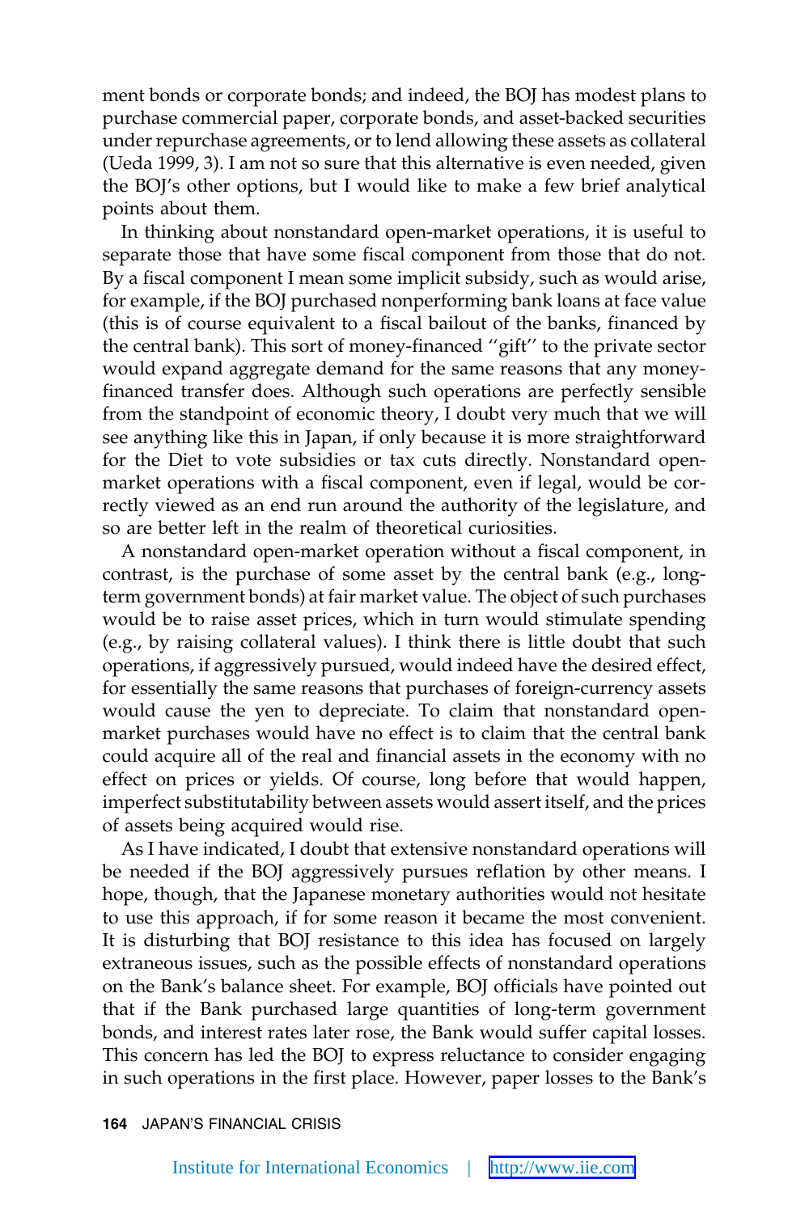ment bonds or corporate bonds; and indeed, the BOJ has modest plans to purchase commercial paper, corporate bonds, and asset-backed securities under repurchase agreements, or to lend allowing these assets as collateral (Ueda 1999, 3). I am not so sure that this alternative is even needed, given the BOJ's other options, but I would like to make a few brief analytical points about them.

In thinking about nonstandard open-market operations, it is useful to separate those that have some fiscal component from those that do not. By a fiscal component I mean some implicit subsidy, such as would arise, for example, if the BOJ purchased nonperforming bank loans at face value (this is of course equivalent to a fiscal bailout of the banks, financed by the central bank). This sort of money-financed ''gift'' to the private sector would expand aggregate demand for the same reasons that any money-financed transfer does. Although such operations are perfectly sensible from the standpoint of economic theory, I doubt very much that we will see anything like this in Japan, if only because it is more straightforward for the Diet to vote subsidies or tax cuts directly. Nonstandard open-market operations with a fiscal component, even if legal, would be correctly viewed as an end run around the authority of the legislature, and so are better left in the realm of theoretical curiosities.

A nonstandard open-market operation without a fiscal component, in contrast, is the purchase of some asset by the central bank (e.g., long-term government bonds) at fair market value. The object of such purchases would be to raise asset prices, which in turn would stimulate spending (e.g., by raising collateral values). I think there is little doubt that such operations, if aggressively pursued, would indeed have the desired effect, for essentially the same reasons that purchases of foreign-currency assets would cause the yen to depreciate. To claim that nonstandard open-market purchases would have no effect is to claim that the central bank could acquire all of the real and financial assets in the economy with no effect on prices or yields. Of course, long before that would happen, imperfect substitutability between assets would assert itself, and the prices of assets being acquired would rise.

As I have indicated, I doubt that extensive nonstandard operations will be needed if the BOJ aggressively pursues reflation by other means. I hope, though, that the Japanese monetary authorities would not hesitate to use this approach, if for some reason it became the most convenient. It is disturbing that BOJ resistance to this idea has focused on largely extraneous issues, such as the possible effects of nonstandard operations on the Bank's balance sheet. For example, BOJ officials have pointed out that if the Bank purchased large quantities of long-term government bonds, and interest rates later rose, the Bank would suffer capital losses. This concern has led the BOJ to express reluctance to consider engaging in such operations in the first place. However, paper losses to the Bank's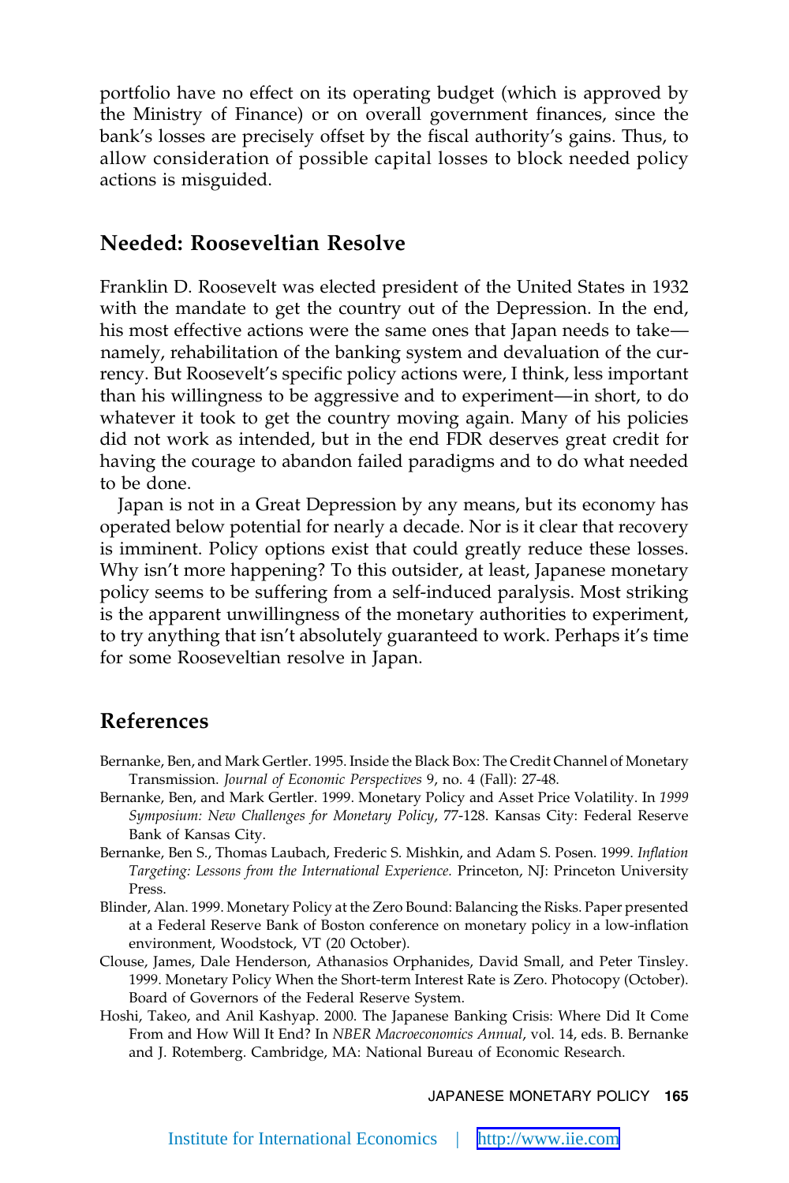portfolio have no effect on its operating budget (which is approved by the Ministry of Finance) or on overall government finances, since the bank's losses are precisely offset by the fiscal authority's gains. Thus, to allow consideration of possible capital losses to block needed policy actions is misguided.

## Needed: Rooseveltian Resolve

Franklin D. Roosevelt was elected president of the United States in 1932 with the mandate to get the country out of the Depression. In the end, his most effective actions were the same ones that Japan needs to take—namely, rehabilitation of the banking system and devaluation of the currency. But Roosevelt's specific policy actions were, I think, less important than his willingness to be aggressive and to experiment—in short, to do whatever it took to get the country moving again. Many of his policies did not work as intended, but in the end FDR deserves great credit for having the courage to abandon failed paradigms and to do what needed to be done.

Japan is not in a Great Depression by any means, but its economy has operated below potential for nearly a decade. Nor is it clear that recovery is imminent. Policy options exist that could greatly reduce these losses. Why isn't more happening? To this outsider, at least, Japanese monetary policy seems to be suffering from a self-induced paralysis. Most striking is the apparent unwillingness of the monetary authorities to experiment, to try anything that isn't absolutely guaranteed to work. Perhaps it's time for some Rooseveltian resolve in Japan.

## References

Bernanke, Ben, and Mark Gertler. 1995. Inside the Black Box: The Credit Channel of Monetary Transmission. *Journal of Economic Perspectives* 9, no. 4 (Fall): 27-48.

Bernanke, Ben, and Mark Gertler. 1999. Monetary Policy and Asset Price Volatility. In *1999 Symposium: New Challenges for Monetary Policy*, 77-128. Kansas City: Federal Reserve Bank of Kansas City.

Bernanke, Ben S., Thomas Laubach, Frederic S. Mishkin, and Adam S. Posen. 1999. *Inflation Targeting: Lessons from the International Experience.* Princeton, NJ: Princeton University Press.

Blinder, Alan. 1999. Monetary Policy at the Zero Bound: Balancing the Risks. Paper presented at a Federal Reserve Bank of Boston conference on monetary policy in a low-inflation environment, Woodstock, VT (20 October).

Clouse, James, Dale Henderson, Athanasios Orphanides, David Small, and Peter Tinsley. 1999. Monetary Policy When the Short-term Interest Rate is Zero. Photocopy (October). Board of Governors of the Federal Reserve System.

Hoshi, Takeo, and Anil Kashyap. 2000. The Japanese Banking Crisis: Where Did It Come From and How Will It End? In *NBER Macroeconomics Annual*, vol. 14, eds. B. Bernanke and J. Rotemberg. Cambridge, MA: National Bureau of Economic Research.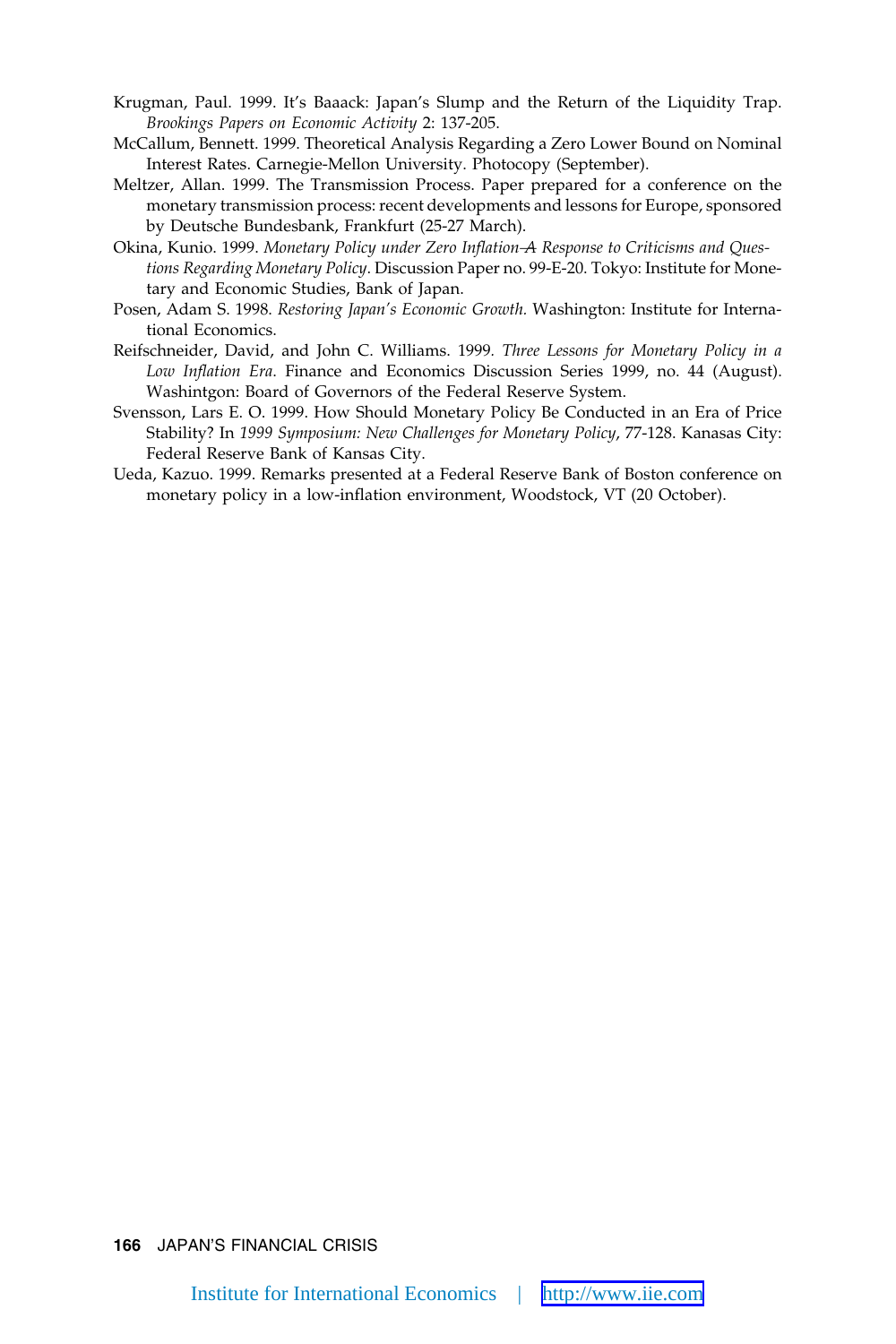Krugman, Paul. 1999. It's Baaack: Japan's Slump and the Return of the Liquidity Trap. *Brookings Papers on Economic Activity* 2: 137-205.

McCallum, Bennett. 1999. Theoretical Analysis Regarding a Zero Lower Bound on Nominal Interest Rates. Carnegie-Mellon University. Photocopy (September).

Meltzer, Allan. 1999. The Transmission Process. Paper prepared for a conference on the monetary transmission process: recent developments and lessons for Europe, sponsored by Deutsche Bundesbank, Frankfurt (25-27 March).

Okina, Kunio. 1999. *Monetary Policy under Zero Inflation–A Response to Criticisms and Questions Regarding Monetary Policy*. Discussion Paper no. 99-E-20. Tokyo: Institute for Monetary and Economic Studies, Bank of Japan.

Posen, Adam S. 1998. *Restoring Japan's Economic Growth.* Washington: Institute for International Economics.

Reifschneider, David, and John C. Williams. 1999. *Three Lessons for Monetary Policy in a Low Inflation Era*. Finance and Economics Discussion Series 1999, no. 44 (August). Washintgon: Board of Governors of the Federal Reserve System.

Svensson, Lars E. O. 1999. How Should Monetary Policy Be Conducted in an Era of Price Stability? In *1999 Symposium: New Challenges for Monetary Policy*, 77-128. Kanasas City: Federal Reserve Bank of Kansas City.

Ueda, Kazuo. 1999. Remarks presented at a Federal Reserve Bank of Boston conference on monetary policy in a low-inflation environment, Woodstock, VT (20 October).